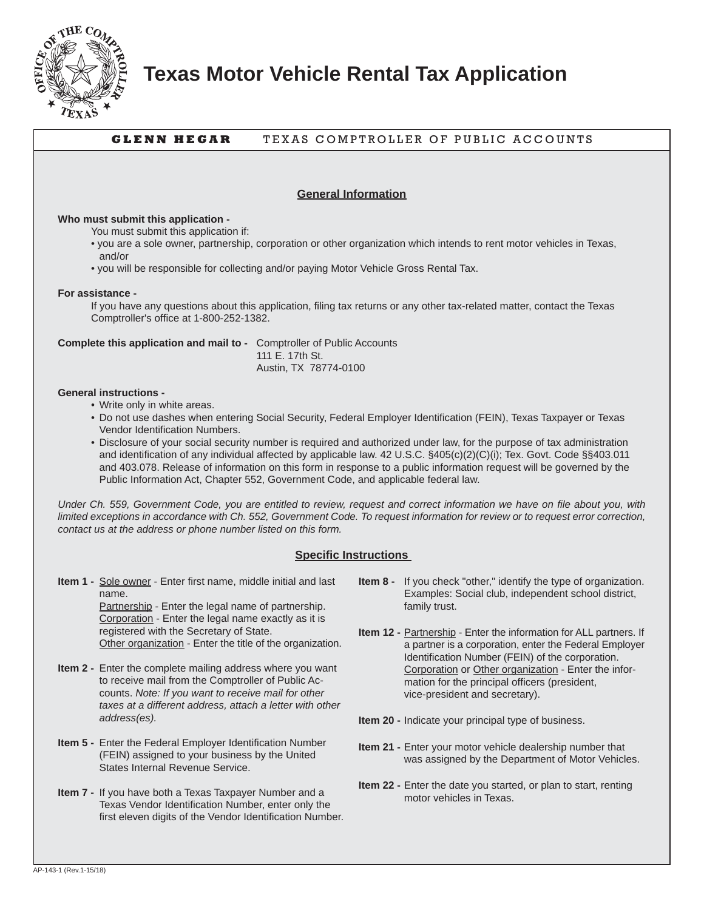# Texas Motor Vehicle Rental Tax Application

**GLENN HEGAR** TEXAS COMPTROLLER OF PUBLIC ACCOUNTS

## General Information

**Who must submit this application -**

You must submit this application if:

- you are a sole owner, partnership, corporation or other organization which intends to rent motor vehicles in Texas, and/or
- you will be responsible for collecting and/or paying Motor Vehicle Gross Rental Tax.

**For assistance -**

If you have any questions about this application, filing tax returns or any other tax-related matter, contact the Texas Comptroller's office at 1-800-252-1382.

**Complete this application and mail to -** Comptroller of Public Accounts
111 E. 17th St.
Austin, TX 78774-0100

**General instructions -**

- Write only in white areas.
- Do not use dashes when entering Social Security, Federal Employer Identification (FEIN), Texas Taxpayer or Texas Vendor Identification Numbers.
- Disclosure of your social security number is required and authorized under law, for the purpose of tax administration and identification of any individual affected by applicable law. 42 U.S.C. §405(c)(2)(C)(i); Tex. Govt. Code §§403.011 and 403.078. Release of information on this form in response to a public information request will be governed by the Public Information Act, Chapter 552, Government Code, and applicable federal law.

*Under Ch. 559, Government Code, you are entitled to review, request and correct information we have on file about you, with limited exceptions in accordance with Ch. 552, Government Code. To request information for review or to request error correction, contact us at the address or phone number listed on this form.*

## Specific Instructions

**Item 1 -** Sole owner - Enter first name, middle initial and last name.
Partnership - Enter the legal name of partnership.
Corporation - Enter the legal name exactly as it is registered with the Secretary of State.
Other organization - Enter the title of the organization.

**Item 2 -** Enter the complete mailing address where you want to receive mail from the Comptroller of Public Accounts. *Note: If you want to receive mail for other taxes at a different address, attach a letter with other address(es).*

**Item 5 -** Enter the Federal Employer Identification Number (FEIN) assigned to your business by the United States Internal Revenue Service.

**Item 7 -** If you have both a Texas Taxpayer Number and a Texas Vendor Identification Number, enter only the first eleven digits of the Vendor Identification Number.

**Item 8 -** If you check "other," identify the type of organization. Examples: Social club, independent school district, family trust.

**Item 12 -** Partnership - Enter the information for ALL partners. If a partner is a corporation, enter the Federal Employer Identification Number (FEIN) of the corporation.
Corporation or Other organization - Enter the information for the principal officers (president, vice-president and secretary).

**Item 20 -** Indicate your principal type of business.

**Item 21 -** Enter your motor vehicle dealership number that was assigned by the Department of Motor Vehicles.

**Item 22 -** Enter the date you started, or plan to start, renting motor vehicles in Texas.

AP-143-1 (Rev.1-15/18)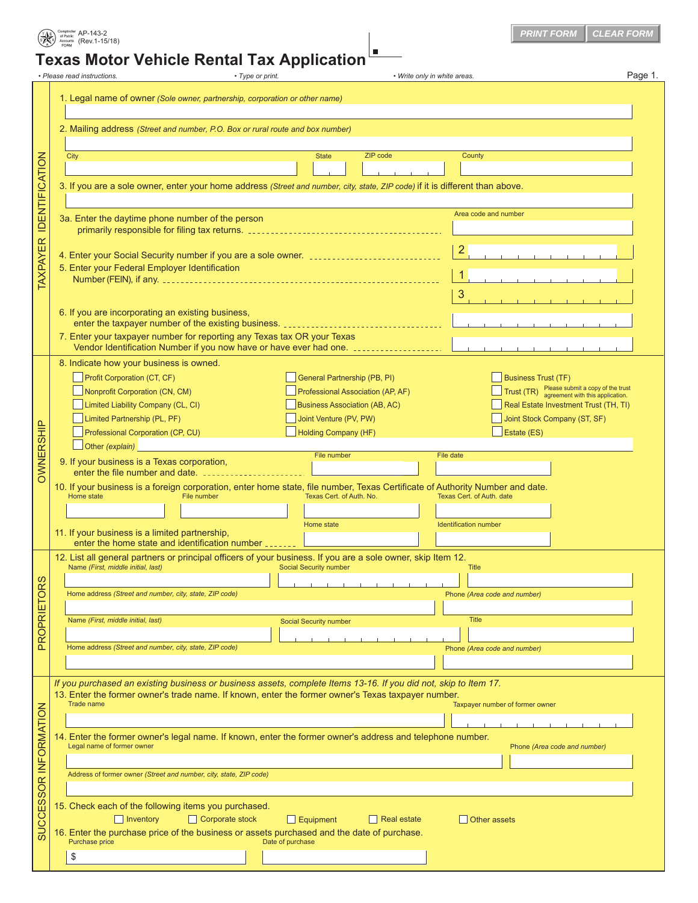AP-143-2
(Rev.1-15/18)

PRINT FORM | CLEAR FORM

# Texas Motor Vehicle Rental Tax Application

• *Please read instructions.* • *Type or print.* • *Write only in white areas.*

## TAXPAYER IDENTIFICATION

1. Legal name of owner *(Sole owner, partnership, corporation or other name)*

2. Mailing address *(Street and number, P.O. Box or rural route and box number)*

City | State | ZIP code | County

3. If you are a sole owner, enter your home address *(Street and number, city, state, ZIP code)* if it is different than above.

3a. Enter the daytime phone number of the person primarily responsible for filing tax returns. — Area code and number

4. Enter your Social Security number if you are a sole owner. — 2

5. Enter your Federal Employer Identification Number (FEIN), if any. — 1

3

6. If you are incorporating an existing business, enter the taxpayer number of the existing business.

7. Enter your taxpayer number for reporting any Texas tax OR your Texas Vendor Identification Number if you now have or have ever had one.

## OWNERSHIP

8. Indicate how your business is owned.

- ☐ Profit Corporation (CT, CF)
- ☐ Nonprofit Corporation (CN, CM)
- ☐ Limited Liability Company (CL, CI)
- ☐ Limited Partnership (PL, PF)
- ☐ Professional Corporation (CP, CU)
- ☐ Other *(explain)*
- ☐ General Partnership (PB, PI)
- ☐ Professional Association (AP, AF)
- ☐ Business Association (AB, AC)
- ☐ Joint Venture (PV, PW)
- ☐ Holding Company (HF)
- ☐ Business Trust (TF)
- ☐ Trust (TR) Please submit a copy of the trust agreement with this application.
- ☐ Real Estate Investment Trust (TH, TI)
- ☐ Joint Stock Company (ST, SF)
- ☐ Estate (ES)

9. If your business is a Texas corporation, enter the file number and date. — File number | File date

10. If your business is a foreign corporation, enter home state, file number, Texas Certificate of Authority Number and date.

Home state | File number | Texas Cert. of Auth. No. | Texas Cert. of Auth. date

11. If your business is a limited partnership, enter the home state and identification number — Home state | Identification number

## PROPRIETORS

12. List all general partners or principal officers of your business. If you are a sole owner, skip Item 12.

Name *(First, middle initial, last)* | Social Security number | Title

Home address *(Street and number, city, state, ZIP code)* | Phone *(Area code and number)*

Name *(First, middle initial, last)* | Social Security number | Title

Home address *(Street and number, city, state, ZIP code)* | Phone *(Area code and number)*

## SUCCESSOR INFORMATION

*If you purchased an existing business or business assets, complete Items 13-16. If you did not, skip to Item 17.*

13. Enter the former owner's trade name. If known, enter the former owner's Texas taxpayer number.

Trade name | Taxpayer number of former owner

14. Enter the former owner's legal name. If known, enter the former owner's address and telephone number.

Legal name of former owner | Phone *(Area code and number)*

Address of former owner *(Street and number, city, state, ZIP code)*

15. Check each of the following items you purchased.

☐ Inventory ☐ Corporate stock ☐ Equipment ☐ Real estate ☐ Other assets

16. Enter the purchase price of the business or assets purchased and the date of purchase.

Purchase price $ | Date of purchase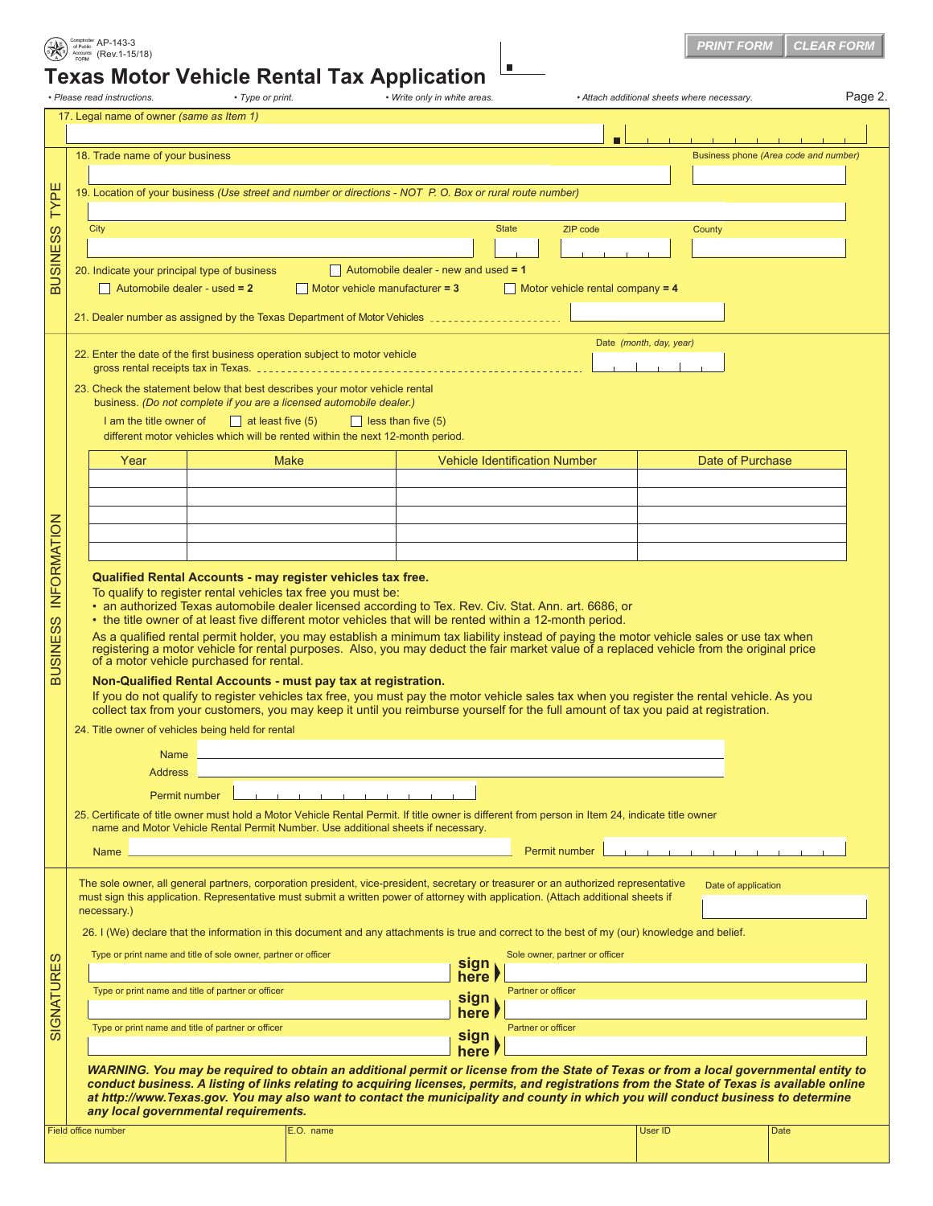AP-143-3
(Rev.1-15/18)

PRINT FORM | CLEAR FORM

# Texas Motor Vehicle Rental Tax Application

• Please read instructions. • Type or print. • Write only in white areas. • Attach additional sheets where necessary.

Page 2.

17. Legal name of owner *(same as Item 1)*

## BUSINESS TYPE

18. Trade name of your business

Business phone *(Area code and number)*

19. Location of your business *(Use street and number or directions - NOT P. O. Box or rural route number)*

City | State | ZIP code | County

20. Indicate your principal type of business

☐ Automobile dealer - new and used **= 1**
☐ Automobile dealer - used **= 2**
☐ Motor vehicle manufacturer **= 3**
☐ Motor vehicle rental company **= 4**

21. Dealer number as assigned by the Texas Department of Motor Vehicles

## BUSINESS INFORMATION

22. Enter the date of the first business operation subject to motor vehicle gross rental receipts tax in Texas.

Date *(month, day, year)*

23. Check the statement below that best describes your motor vehicle rental business. *(Do not complete if you are a licensed automobile dealer.)*

I am the title owner of ☐ at least five (5) ☐ less than five (5) different motor vehicles which will be rented within the next 12-month period.

| Year | Make | Vehicle Identification Number | Date of Purchase |
|---|---|---|---|
| | | | |
| | | | |
| | | | |
| | | | |
| | | | |

**Qualified Rental Accounts - may register vehicles tax free.**

To qualify to register rental vehicles tax free you must be:

- an authorized Texas automobile dealer licensed according to Tex. Rev. Civ. Stat. Ann. art. 6686, or
- the title owner of at least five different motor vehicles that will be rented within a 12-month period.

As a qualified rental permit holder, you may establish a minimum tax liability instead of paying the motor vehicle sales or use tax when registering a motor vehicle for rental purposes. Also, you may deduct the fair market value of a replaced vehicle from the original price of a motor vehicle purchased for rental.

**Non-Qualified Rental Accounts - must pay tax at registration.**

If you do not qualify to register vehicles tax free, you must pay the motor vehicle sales tax when you register the rental vehicle. As you collect tax from your customers, you may keep it until you reimburse yourself for the full amount of tax you paid at registration.

24. Title owner of vehicles being held for rental

Name

Address

Permit number

25. Certificate of title owner must hold a Motor Vehicle Rental Permit. If title owner is different from person in Item 24, indicate title owner name and Motor Vehicle Rental Permit Number. Use additional sheets if necessary.

Name | Permit number

## SIGNATURES

The sole owner, all general partners, corporation president, vice-president, secretary or treasurer or an authorized representative must sign this application. Representative must submit a written power of attorney with application. (Attach additional sheets if necessary.)

Date of application

26. I (We) declare that the information in this document and any attachments is true and correct to the best of my (our) knowledge and belief.

Type or print name and title of sole owner, partner or officer | **sign here** | Sole owner, partner or officer

Type or print name and title of partner or officer | **sign here** | Partner or officer

Type or print name and title of partner or officer | **sign here** | Partner or officer

***WARNING. You may be required to obtain an additional permit or license from the State of Texas or from a local governmental entity to conduct business. A listing of links relating to acquiring licenses, permits, and registrations from the State of Texas is available online at http://www.Texas.gov. You may also want to contact the municipality and county in which you will conduct business to determine any local governmental requirements.***

| Field office number | E.O. name | User ID | Date |
|---|---|---|---|
| | | | |